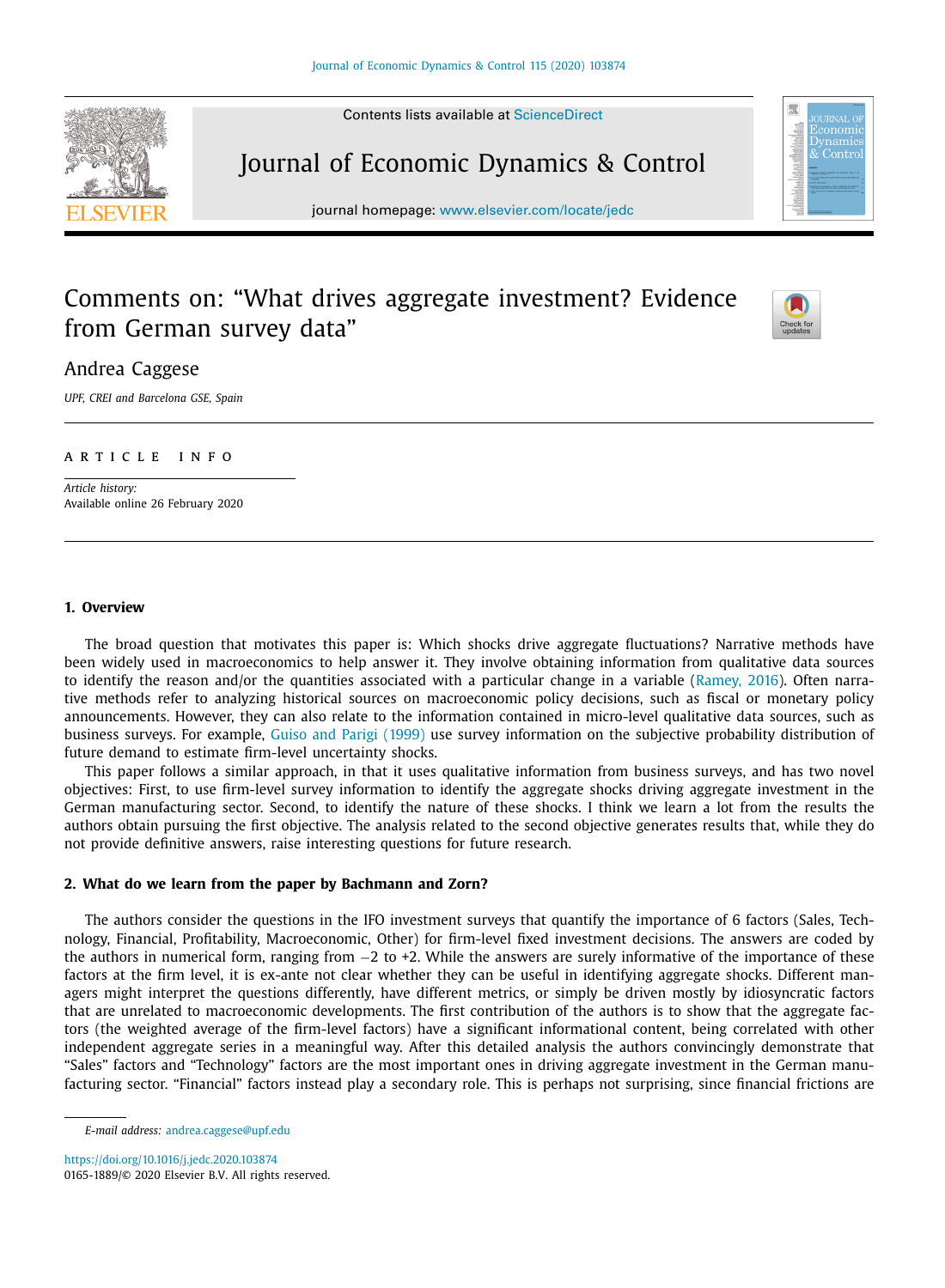# Comments on: "What drives aggregate investment? Evidence from German survey data"

Andrea Caggese

*UPF, CREI and Barcelona GSE, Spain*

A R T I C L E   I N F O

*Article history:*
Available online 26 February 2020

## 1. Overview

The broad question that motivates this paper is: Which shocks drive aggregate fluctuations? Narrative methods have been widely used in macroeconomics to help answer it. They involve obtaining information from qualitative data sources to identify the reason and/or the quantities associated with a particular change in a variable (Ramey, 2016). Often narrative methods refer to analyzing historical sources on macroeconomic policy decisions, such as fiscal or monetary policy announcements. However, they can also relate to the information contained in micro-level qualitative data sources, such as business surveys. For example, Guiso and Parigi (1999) use survey information on the subjective probability distribution of future demand to estimate firm-level uncertainty shocks.

This paper follows a similar approach, in that it uses qualitative information from business surveys, and has two novel objectives: First, to use firm-level survey information to identify the aggregate shocks driving aggregate investment in the German manufacturing sector. Second, to identify the nature of these shocks. I think we learn a lot from the results the authors obtain pursuing the first objective. The analysis related to the second objective generates results that, while they do not provide definitive answers, raise interesting questions for future research.

## 2. What do we learn from the paper by Bachmann and Zorn?

The authors consider the questions in the IFO investment surveys that quantify the importance of 6 factors (Sales, Technology, Financial, Profitability, Macroeconomic, Other) for firm-level fixed investment decisions. The answers are coded by the authors in numerical form, ranging from −2 to +2. While the answers are surely informative of the importance of these factors at the firm level, it is ex-ante not clear whether they can be useful in identifying aggregate shocks. Different managers might interpret the questions differently, have different metrics, or simply be driven mostly by idiosyncratic factors that are unrelated to macroeconomic developments. The first contribution of the authors is to show that the aggregate factors (the weighted average of the firm-level factors) have a significant informational content, being correlated with other independent aggregate series in a meaningful way. After this detailed analysis the authors convincingly demonstrate that "Sales" factors and "Technology" factors are the most important ones in driving aggregate investment in the German manufacturing sector. "Financial" factors instead play a secondary role. This is perhaps not surprising, since financial frictions are

*E-mail address:* andrea.caggese@upf.edu

https://doi.org/10.1016/j.jedc.2020.103874
0165-1889/© 2020 Elsevier B.V. All rights reserved.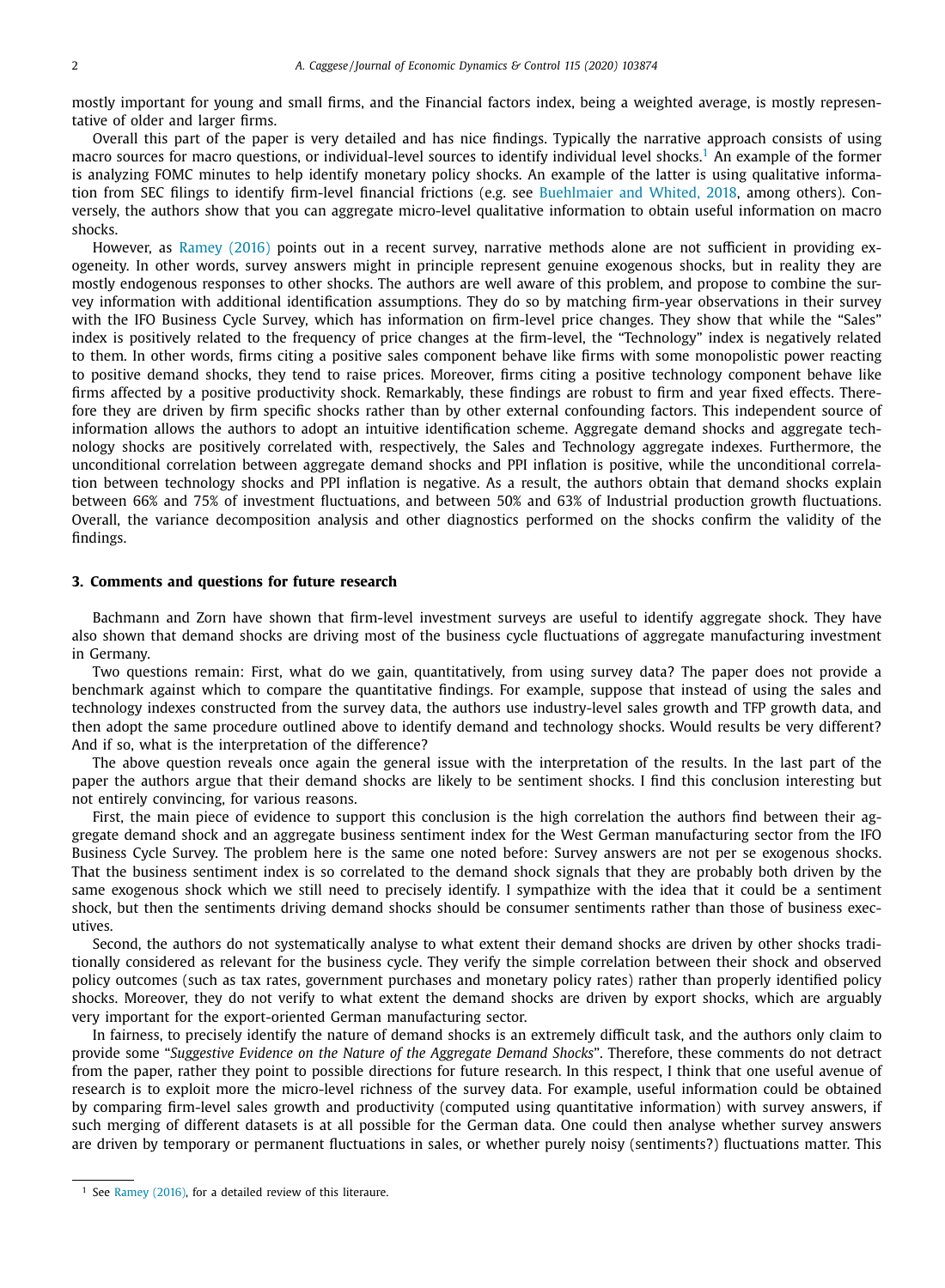mostly important for young and small firms, and the Financial factors index, being a weighted average, is mostly representative of older and larger firms.

Overall this part of the paper is very detailed and has nice findings. Typically the narrative approach consists of using macro sources for macro questions, or individual-level sources to identify individual level shocks.[1] An example of the former is analyzing FOMC minutes to help identify monetary policy shocks. An example of the latter is using qualitative information from SEC filings to identify firm-level financial frictions (e.g. see Buehlmaier and Whited, 2018, among others). Conversely, the authors show that you can aggregate micro-level qualitative information to obtain useful information on macro shocks.

However, as Ramey (2016) points out in a recent survey, narrative methods alone are not sufficient in providing exogeneity. In other words, survey answers might in principle represent genuine exogenous shocks, but in reality they are mostly endogenous responses to other shocks. The authors are well aware of this problem, and propose to combine the survey information with additional identification assumptions. They do so by matching firm-year observations in their survey with the IFO Business Cycle Survey, which has information on firm-level price changes. They show that while the "Sales" index is positively related to the frequency of price changes at the firm-level, the "Technology" index is negatively related to them. In other words, firms citing a positive sales component behave like firms with some monopolistic power reacting to positive demand shocks, they tend to raise prices. Moreover, firms citing a positive technology component behave like firms affected by a positive productivity shock. Remarkably, these findings are robust to firm and year fixed effects. Therefore they are driven by firm specific shocks rather than by other external confounding factors. This independent source of information allows the authors to adopt an intuitive identification scheme. Aggregate demand shocks and aggregate technology shocks are positively correlated with, respectively, the Sales and Technology aggregate indexes. Furthermore, the unconditional correlation between aggregate demand shocks and PPI inflation is positive, while the unconditional correlation between technology shocks and PPI inflation is negative. As a result, the authors obtain that demand shocks explain between 66% and 75% of investment fluctuations, and between 50% and 63% of Industrial production growth fluctuations. Overall, the variance decomposition analysis and other diagnostics performed on the shocks confirm the validity of the findings.

## 3. Comments and questions for future research

Bachmann and Zorn have shown that firm-level investment surveys are useful to identify aggregate shock. They have also shown that demand shocks are driving most of the business cycle fluctuations of aggregate manufacturing investment in Germany.

Two questions remain: First, what do we gain, quantitatively, from using survey data? The paper does not provide a benchmark against which to compare the quantitative findings. For example, suppose that instead of using the sales and technology indexes constructed from the survey data, the authors use industry-level sales growth and TFP growth data, and then adopt the same procedure outlined above to identify demand and technology shocks. Would results be very different? And if so, what is the interpretation of the difference?

The above question reveals once again the general issue with the interpretation of the results. In the last part of the paper the authors argue that their demand shocks are likely to be sentiment shocks. I find this conclusion interesting but not entirely convincing, for various reasons.

First, the main piece of evidence to support this conclusion is the high correlation the authors find between their aggregate demand shock and an aggregate business sentiment index for the West German manufacturing sector from the IFO Business Cycle Survey. The problem here is the same one noted before: Survey answers are not per se exogenous shocks. That the business sentiment index is so correlated to the demand shock signals that they are probably both driven by the same exogenous shock which we still need to precisely identify. I sympathize with the idea that it could be a sentiment shock, but then the sentiments driving demand shocks should be consumer sentiments rather than those of business executives.

Second, the authors do not systematically analyse to what extent their demand shocks are driven by other shocks traditionally considered as relevant for the business cycle. They verify the simple correlation between their shock and observed policy outcomes (such as tax rates, government purchases and monetary policy rates) rather than properly identified policy shocks. Moreover, they do not verify to what extent the demand shocks are driven by export shocks, which are arguably very important for the export-oriented German manufacturing sector.

In fairness, to precisely identify the nature of demand shocks is an extremely difficult task, and the authors only claim to provide some "*Suggestive Evidence on the Nature of the Aggregate Demand Shocks*". Therefore, these comments do not detract from the paper, rather they point to possible directions for future research. In this respect, I think that one useful avenue of research is to exploit more the micro-level richness of the survey data. For example, useful information could be obtained by comparing firm-level sales growth and productivity (computed using quantitative information) with survey answers, if such merging of different datasets is at all possible for the German data. One could then analyse whether survey answers are driven by temporary or permanent fluctuations in sales, or whether purely noisy (sentiments?) fluctuations matter. This

[1] See Ramey (2016), for a detailed review of this literaure.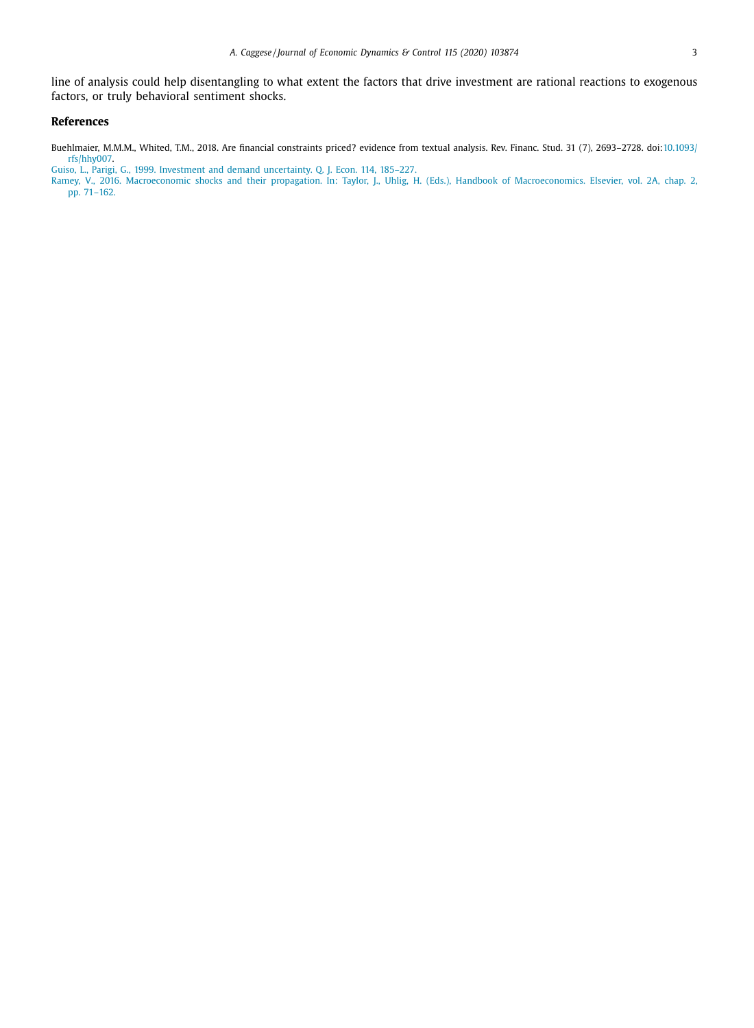line of analysis could help disentangling to what extent the factors that drive investment are rational reactions to exogenous factors, or truly behavioral sentiment shocks.

## References

Buehlmaier, M.M.M., Whited, T.M., 2018. Are financial constraints priced? evidence from textual analysis. Rev. Financ. Stud. 31 (7), 2693–2728. doi:10.1093/rfs/hhy007.

Guiso, L., Parigi, G., 1999. Investment and demand uncertainty. Q. J. Econ. 114, 185–227.

Ramey, V., 2016. Macroeconomic shocks and their propagation. In: Taylor, J., Uhlig, H. (Eds.), Handbook of Macroeconomics. Elsevier, vol. 2A, chap. 2, pp. 71–162.